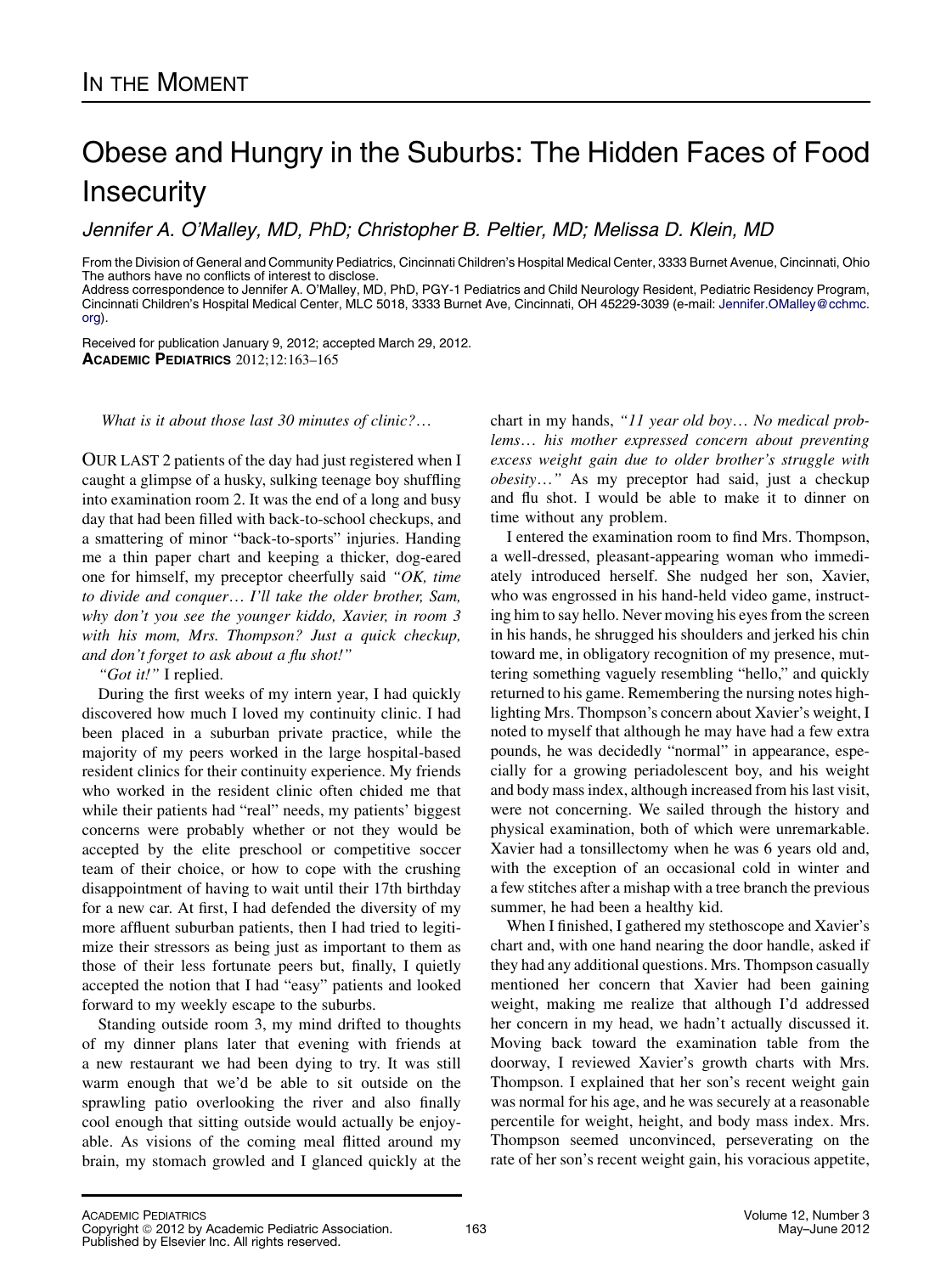# In the Moment

# Obese and Hungry in the Suburbs: The Hidden Faces of Food Insecurity

*Jennifer A. O'Malley, MD, PhD; Christopher B. Peltier, MD; Melissa D. Klein, MD*

From the Division of General and Community Pediatrics, Cincinnati Children's Hospital Medical Center, 3333 Burnet Avenue, Cincinnati, Ohio
The authors have no conflicts of interest to disclose.
Address correspondence to Jennifer A. O'Malley, MD, PhD, PGY-1 Pediatrics and Child Neurology Resident, Pediatric Residency Program, Cincinnati Children's Hospital Medical Center, MLC 5018, 3333 Burnet Ave, Cincinnati, OH 45229-3039 (e-mail: Jennifer.OMalley@cchmc.org).

Received for publication January 9, 2012; accepted March 29, 2012.
**Academic Pediatrics** 2012;12:163–165

*What is it about those last 30 minutes of clinic?…*

OUR LAST 2 patients of the day had just registered when I caught a glimpse of a husky, sulking teenage boy shuffling into examination room 2. It was the end of a long and busy day that had been filled with back-to-school checkups, and a smattering of minor "back-to-sports" injuries. Handing me a thin paper chart and keeping a thicker, dog-eared one for himself, my preceptor cheerfully said *"OK, time to divide and conquer… I'll take the older brother, Sam, why don't you see the younger kiddo, Xavier, in room 3 with his mom, Mrs. Thompson? Just a quick checkup, and don't forget to ask about a flu shot!"*

*"Got it!"* I replied.

During the first weeks of my intern year, I had quickly discovered how much I loved my continuity clinic. I had been placed in a suburban private practice, while the majority of my peers worked in the large hospital-based resident clinics for their continuity experience. My friends who worked in the resident clinic often chided me that while their patients had "real" needs, my patients' biggest concerns were probably whether or not they would be accepted by the elite preschool or competitive soccer team of their choice, or how to cope with the crushing disappointment of having to wait until their 17th birthday for a new car. At first, I had defended the diversity of my more affluent suburban patients, then I had tried to legitimize their stressors as being just as important to them as those of their less fortunate peers but, finally, I quietly accepted the notion that I had "easy" patients and looked forward to my weekly escape to the suburbs.

Standing outside room 3, my mind drifted to thoughts of my dinner plans later that evening with friends at a new restaurant we had been dying to try. It was still warm enough that we'd be able to sit outside on the sprawling patio overlooking the river and also finally cool enough that sitting outside would actually be enjoyable. As visions of the coming meal flitted around my brain, my stomach growled and I glanced quickly at the chart in my hands, *"11 year old boy… No medical problems… his mother expressed concern about preventing excess weight gain due to older brother's struggle with obesity…"* As my preceptor had said, just a checkup and flu shot. I would be able to make it to dinner on time without any problem.

I entered the examination room to find Mrs. Thompson, a well-dressed, pleasant-appearing woman who immediately introduced herself. She nudged her son, Xavier, who was engrossed in his hand-held video game, instructing him to say hello. Never moving his eyes from the screen in his hands, he shrugged his shoulders and jerked his chin toward me, in obligatory recognition of my presence, muttering something vaguely resembling "hello," and quickly returned to his game. Remembering the nursing notes highlighting Mrs. Thompson's concern about Xavier's weight, I noted to myself that although he may have had a few extra pounds, he was decidedly "normal" in appearance, especially for a growing periadolescent boy, and his weight and body mass index, although increased from his last visit, were not concerning. We sailed through the history and physical examination, both of which were unremarkable. Xavier had a tonsillectomy when he was 6 years old and, with the exception of an occasional cold in winter and a few stitches after a mishap with a tree branch the previous summer, he had been a healthy kid.

When I finished, I gathered my stethoscope and Xavier's chart and, with one hand nearing the door handle, asked if they had any additional questions. Mrs. Thompson casually mentioned her concern that Xavier had been gaining weight, making me realize that although I'd addressed her concern in my head, we hadn't actually discussed it. Moving back toward the examination table from the doorway, I reviewed Xavier's growth charts with Mrs. Thompson. I explained that her son's recent weight gain was normal for his age, and he was securely at a reasonable percentile for weight, height, and body mass index. Mrs. Thompson seemed unconvinced, perseverating on the rate of her son's recent weight gain, his voracious appetite,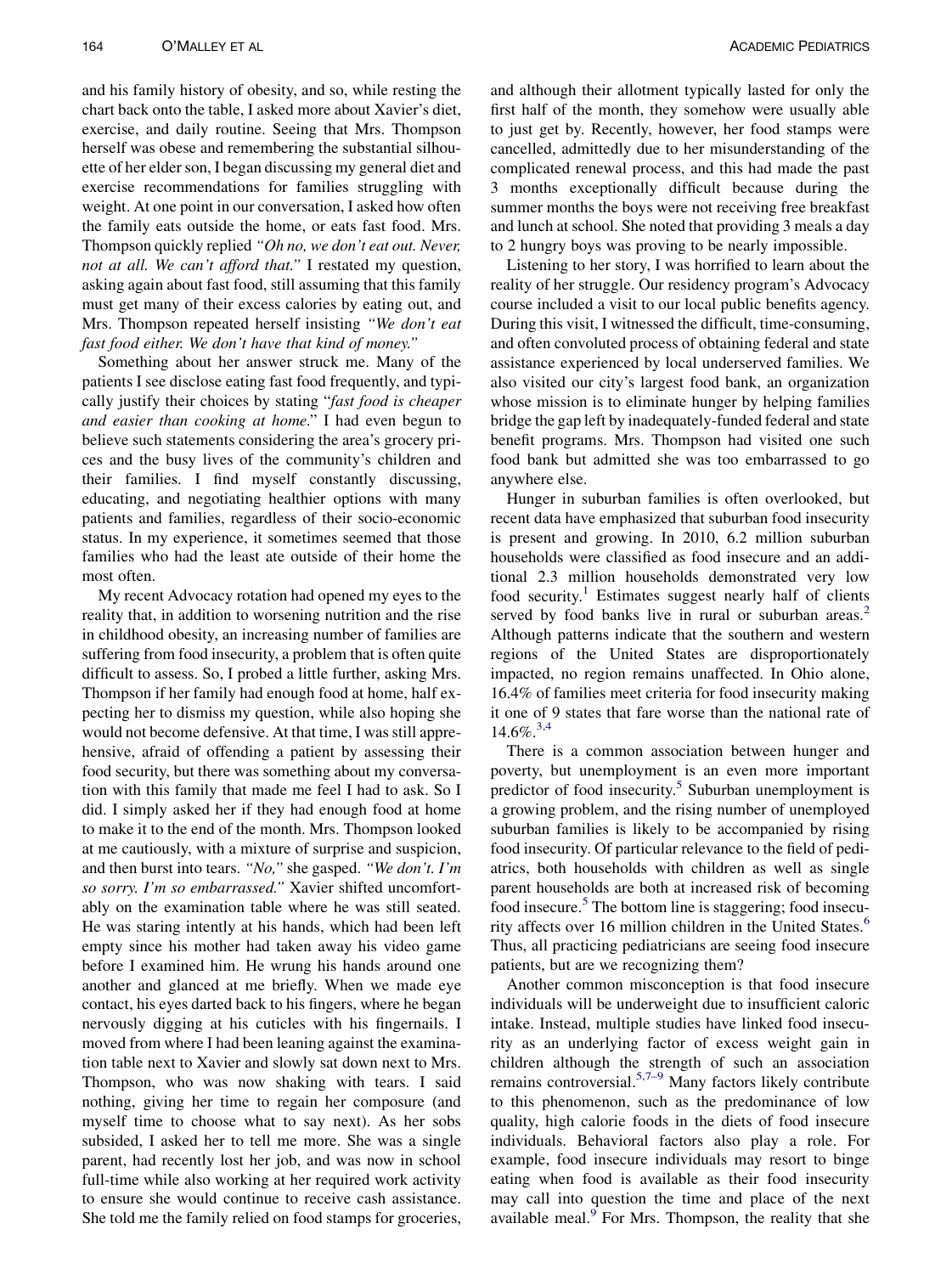and his family history of obesity, and so, while resting the chart back onto the table, I asked more about Xavier's diet, exercise, and daily routine. Seeing that Mrs. Thompson herself was obese and remembering the substantial silhouette of her elder son, I began discussing my general diet and exercise recommendations for families struggling with weight. At one point in our conversation, I asked how often the family eats outside the home, or eats fast food. Mrs. Thompson quickly replied *"Oh no, we don't eat out. Never, not at all. We can't afford that."* I restated my question, asking again about fast food, still assuming that this family must get many of their excess calories by eating out, and Mrs. Thompson repeated herself insisting *"We don't eat fast food either. We don't have that kind of money."*

Something about her answer struck me. Many of the patients I see disclose eating fast food frequently, and typically justify their choices by stating "*fast food is cheaper and easier than cooking at home*." I had even begun to believe such statements considering the area's grocery prices and the busy lives of the community's children and their families. I find myself constantly discussing, educating, and negotiating healthier options with many patients and families, regardless of their socio-economic status. In my experience, it sometimes seemed that those families who had the least ate outside of their home the most often.

My recent Advocacy rotation had opened my eyes to the reality that, in addition to worsening nutrition and the rise in childhood obesity, an increasing number of families are suffering from food insecurity, a problem that is often quite difficult to assess. So, I probed a little further, asking Mrs. Thompson if her family had enough food at home, half expecting her to dismiss my question, while also hoping she would not become defensive. At that time, I was still apprehensive, afraid of offending a patient by assessing their food security, but there was something about my conversation with this family that made me feel I had to ask. So I did. I simply asked her if they had enough food at home to make it to the end of the month. Mrs. Thompson looked at me cautiously, with a mixture of surprise and suspicion, and then burst into tears. *"No,"* she gasped. *"We don't. I'm so sorry. I'm so embarrassed."* Xavier shifted uncomfortably on the examination table where he was still seated. He was staring intently at his hands, which had been left empty since his mother had taken away his video game before I examined him. He wrung his hands around one another and glanced at me briefly. When we made eye contact, his eyes darted back to his fingers, where he began nervously digging at his cuticles with his fingernails. I moved from where I had been leaning against the examination table next to Xavier and slowly sat down next to Mrs. Thompson, who was now shaking with tears. I said nothing, giving her time to regain her composure (and myself time to choose what to say next). As her sobs subsided, I asked her to tell me more. She was a single parent, had recently lost her job, and was now in school full-time while also working at her required work activity to ensure she would continue to receive cash assistance. She told me the family relied on food stamps for groceries, and although their allotment typically lasted for only the first half of the month, they somehow were usually able to just get by. Recently, however, her food stamps were cancelled, admittedly due to her misunderstanding of the complicated renewal process, and this had made the past 3 months exceptionally difficult because during the summer months the boys were not receiving free breakfast and lunch at school. She noted that providing 3 meals a day to 2 hungry boys was proving to be nearly impossible.

Listening to her story, I was horrified to learn about the reality of her struggle. Our residency program's Advocacy course included a visit to our local public benefits agency. During this visit, I witnessed the difficult, time-consuming, and often convoluted process of obtaining federal and state assistance experienced by local underserved families. We also visited our city's largest food bank, an organization whose mission is to eliminate hunger by helping families bridge the gap left by inadequately-funded federal and state benefit programs. Mrs. Thompson had visited one such food bank but admitted she was too embarrassed to go anywhere else.

Hunger in suburban families is often overlooked, but recent data have emphasized that suburban food insecurity is present and growing. In 2010, 6.2 million suburban households were classified as food insecure and an additional 2.3 million households demonstrated very low food security.[1] Estimates suggest nearly half of clients served by food banks live in rural or suburban areas.[2] Although patterns indicate that the southern and western regions of the United States are disproportionately impacted, no region remains unaffected. In Ohio alone, 16.4% of families meet criteria for food insecurity making it one of 9 states that fare worse than the national rate of 14.6%.[3,4]

There is a common association between hunger and poverty, but unemployment is an even more important predictor of food insecurity.[5] Suburban unemployment is a growing problem, and the rising number of unemployed suburban families is likely to be accompanied by rising food insecurity. Of particular relevance to the field of pediatrics, both households with children as well as single parent households are both at increased risk of becoming food insecure.[5] The bottom line is staggering; food insecurity affects over 16 million children in the United States.[6] Thus, all practicing pediatricians are seeing food insecure patients, but are we recognizing them?

Another common misconception is that food insecure individuals will be underweight due to insufficient caloric intake. Instead, multiple studies have linked food insecurity as an underlying factor of excess weight gain in children although the strength of such an association remains controversial.[5,7–9] Many factors likely contribute to this phenomenon, such as the predominance of low quality, high calorie foods in the diets of food insecure individuals. Behavioral factors also play a role. For example, food insecure individuals may resort to binge eating when food is available as their food insecurity may call into question the time and place of the next available meal.[9] For Mrs. Thompson, the reality that she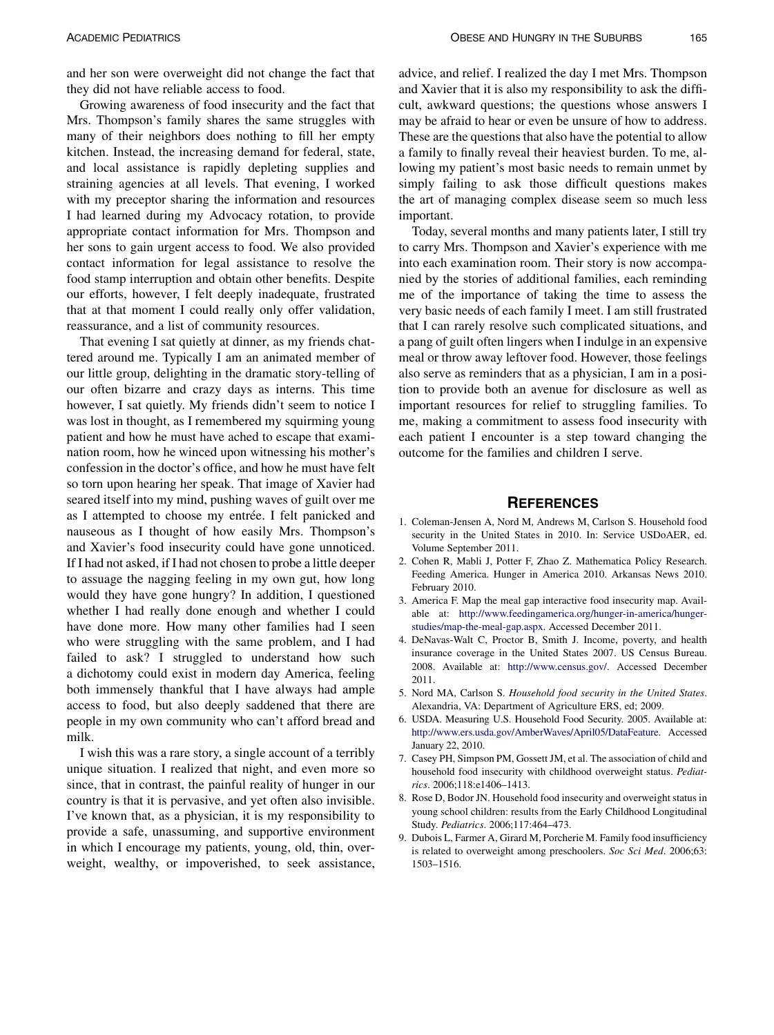and her son were overweight did not change the fact that they did not have reliable access to food.

Growing awareness of food insecurity and the fact that Mrs. Thompson's family shares the same struggles with many of their neighbors does nothing to fill her empty kitchen. Instead, the increasing demand for federal, state, and local assistance is rapidly depleting supplies and straining agencies at all levels. That evening, I worked with my preceptor sharing the information and resources I had learned during my Advocacy rotation, to provide appropriate contact information for Mrs. Thompson and her sons to gain urgent access to food. We also provided contact information for legal assistance to resolve the food stamp interruption and obtain other benefits. Despite our efforts, however, I felt deeply inadequate, frustrated that at that moment I could really only offer validation, reassurance, and a list of community resources.

That evening I sat quietly at dinner, as my friends chattered around me. Typically I am an animated member of our little group, delighting in the dramatic story-telling of our often bizarre and crazy days as interns. This time however, I sat quietly. My friends didn't seem to notice I was lost in thought, as I remembered my squirming young patient and how he must have ached to escape that examination room, how he winced upon witnessing his mother's confession in the doctor's office, and how he must have felt so torn upon hearing her speak. That image of Xavier had seared itself into my mind, pushing waves of guilt over me as I attempted to choose my entrée. I felt panicked and nauseous as I thought of how easily Mrs. Thompson's and Xavier's food insecurity could have gone unnoticed. If I had not asked, if I had not chosen to probe a little deeper to assuage the nagging feeling in my own gut, how long would they have gone hungry? In addition, I questioned whether I had really done enough and whether I could have done more. How many other families had I seen who were struggling with the same problem, and I had failed to ask? I struggled to understand how such a dichotomy could exist in modern day America, feeling both immensely thankful that I have always had ample access to food, but also deeply saddened that there are people in my own community who can't afford bread and milk.

I wish this was a rare story, a single account of a terribly unique situation. I realized that night, and even more so since, that in contrast, the painful reality of hunger in our country is that it is pervasive, and yet often also invisible. I've known that, as a physician, it is my responsibility to provide a safe, unassuming, and supportive environment in which I encourage my patients, young, old, thin, overweight, wealthy, or impoverished, to seek assistance, advice, and relief. I realized the day I met Mrs. Thompson and Xavier that it is also my responsibility to ask the difficult, awkward questions; the questions whose answers I may be afraid to hear or even be unsure of how to address. These are the questions that also have the potential to allow a family to finally reveal their heaviest burden. To me, allowing my patient's most basic needs to remain unmet by simply failing to ask those difficult questions makes the art of managing complex disease seem so much less important.

Today, several months and many patients later, I still try to carry Mrs. Thompson and Xavier's experience with me into each examination room. Their story is now accompanied by the stories of additional families, each reminding me of the importance of taking the time to assess the very basic needs of each family I meet. I am still frustrated that I can rarely resolve such complicated situations, and a pang of guilt often lingers when I indulge in an expensive meal or throw away leftover food. However, those feelings also serve as reminders that as a physician, I am in a position to provide both an avenue for disclosure as well as important resources for relief to struggling families. To me, making a commitment to assess food insecurity with each patient I encounter is a step toward changing the outcome for the families and children I serve.

## References

1. Coleman-Jensen A, Nord M, Andrews M, Carlson S. Household food security in the United States in 2010. In: Service USDoAER, ed. Volume September 2011.
2. Cohen R, Mabli J, Potter F, Zhao Z. Mathematica Policy Research. Feeding America. Hunger in America 2010. Arkansas News 2010. February 2010.
3. America F. Map the meal gap interactive food insecurity map. Available at: http://www.feedingamerica.org/hunger-in-america/hunger-studies/map-the-meal-gap.aspx. Accessed December 2011.
4. DeNavas-Walt C, Proctor B, Smith J. Income, poverty, and health insurance coverage in the United States 2007. US Census Bureau. 2008. Available at: http://www.census.gov/. Accessed December 2011.
5. Nord MA, Carlson S. *Household food security in the United States*. Alexandria, VA: Department of Agriculture ERS, ed; 2009.
6. USDA. Measuring U.S. Household Food Security. 2005. Available at: http://www.ers.usda.gov/AmberWaves/April05/DataFeature. Accessed January 22, 2010.
7. Casey PH, Simpson PM, Gossett JM, et al. The association of child and household food insecurity with childhood overweight status. *Pediatrics*. 2006;118:e1406–1413.
8. Rose D, Bodor JN. Household food insecurity and overweight status in young school children: results from the Early Childhood Longitudinal Study. *Pediatrics*. 2006;117:464–473.
9. Dubois L, Farmer A, Girard M, Porcherie M. Family food insufficiency is related to overweight among preschoolers. *Soc Sci Med*. 2006;63: 1503–1516.